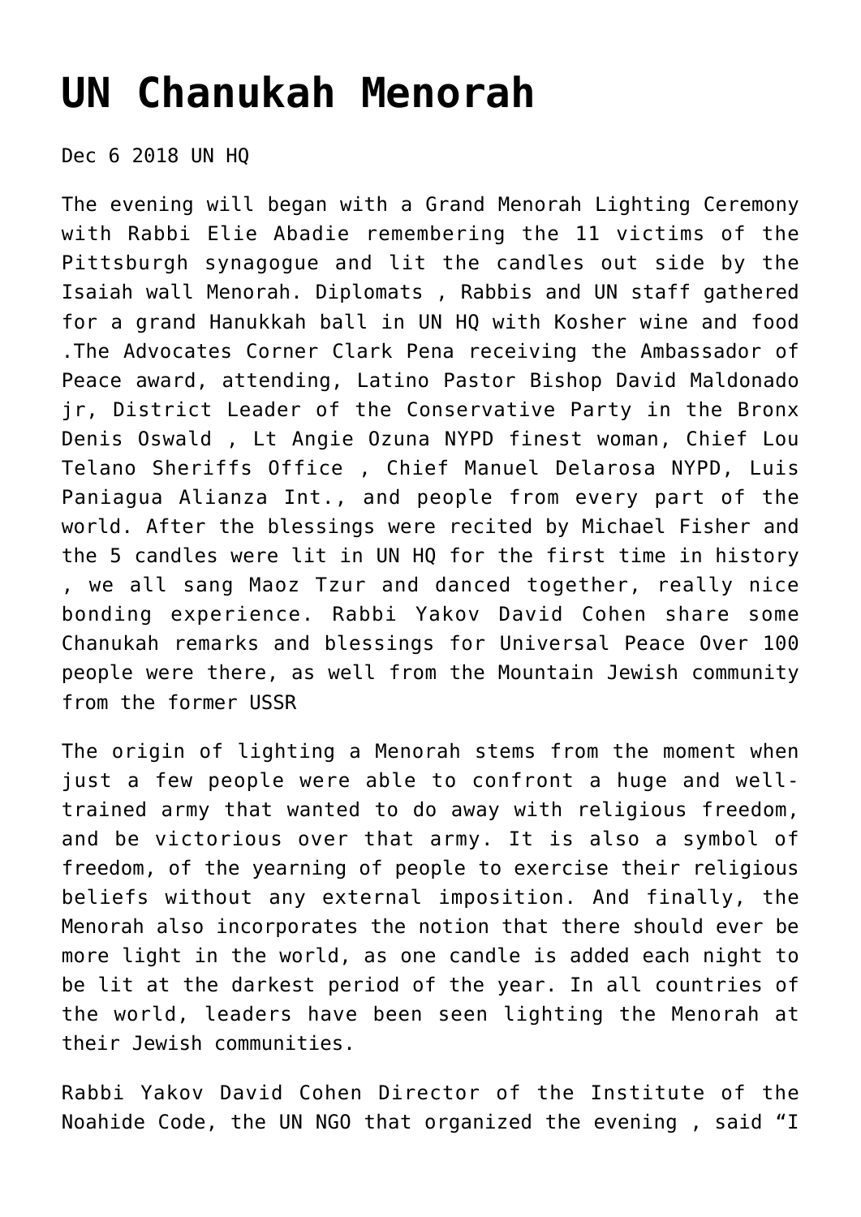# UN Chanukah Menorah

Dec 6 2018 UN HQ

The evening will began with a Grand Menorah Lighting Ceremony with Rabbi Elie Abadie remembering the 11 victims of the Pittsburgh synagogue and lit the candles out side by the Isaiah wall Menorah. Diplomats , Rabbis and UN staff gathered for a grand Hanukkah ball in UN HQ with Kosher wine and food .The Advocates Corner Clark Pena receiving the Ambassador of Peace award, attending, Latino Pastor Bishop David Maldonado jr, District Leader of the Conservative Party in the Bronx Denis Oswald , Lt Angie Ozuna NYPD finest woman, Chief Lou Telano Sheriffs Office , Chief Manuel Delarosa NYPD, Luis Paniagua Alianza Int., and people from every part of the world. After the blessings were recited by Michael Fisher and the 5 candles were lit in UN HQ for the first time in history , we all sang Maoz Tzur and danced together, really nice bonding experience. Rabbi Yakov David Cohen share some Chanukah remarks and blessings for Universal Peace Over 100 people were there, as well from the Mountain Jewish community from the former USSR

The origin of lighting a Menorah stems from the moment when just a few people were able to confront a huge and well-trained army that wanted to do away with religious freedom, and be victorious over that army. It is also a symbol of freedom, of the yearning of people to exercise their religious beliefs without any external imposition. And finally, the Menorah also incorporates the notion that there should ever be more light in the world, as one candle is added each night to be lit at the darkest period of the year. In all countries of the world, leaders have been seen lighting the Menorah at their Jewish communities.

Rabbi Yakov David Cohen Director of the Institute of the Noahide Code, the UN NGO that organized the evening , said “I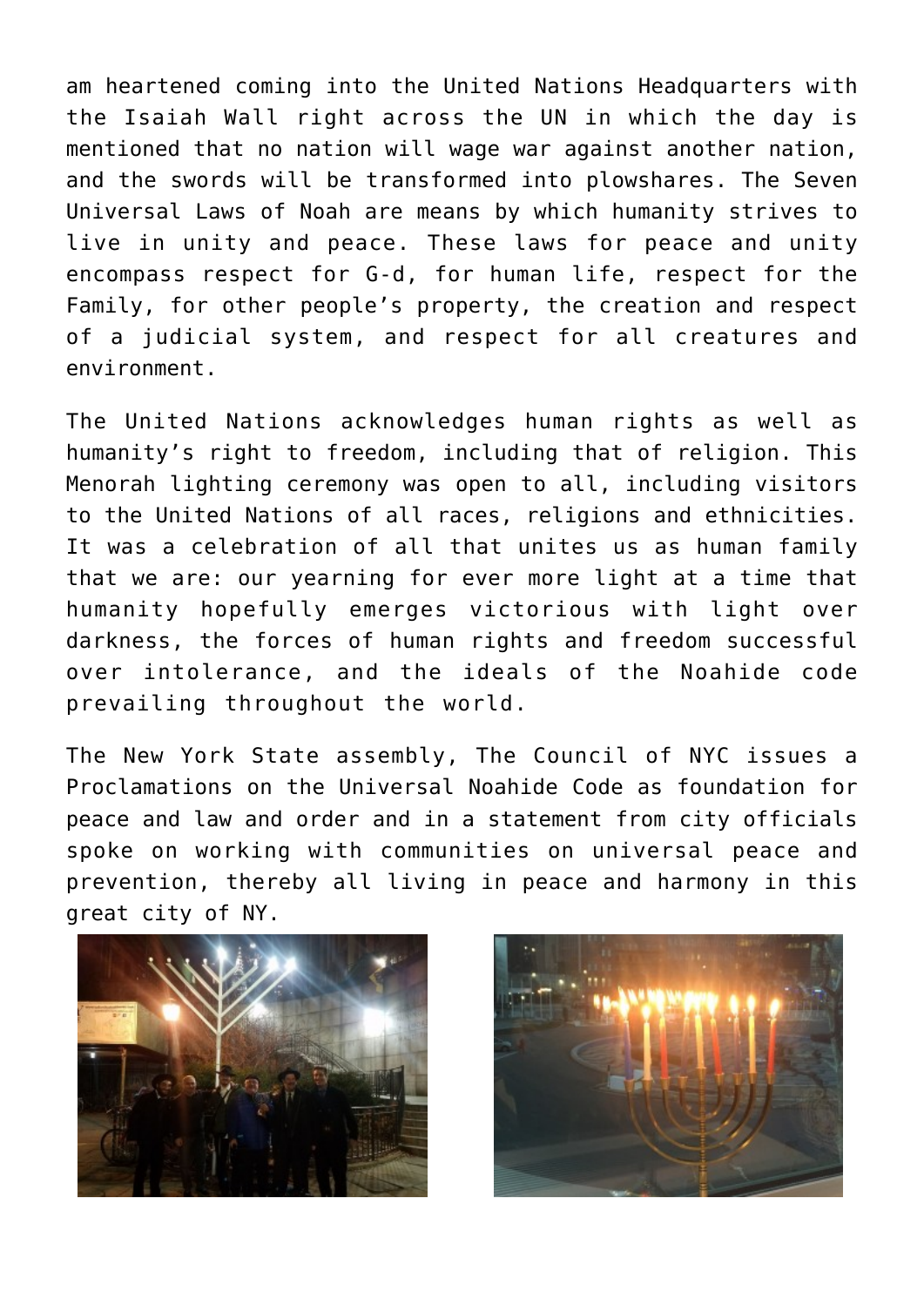am heartened coming into the United Nations Headquarters with the Isaiah Wall right across the UN in which the day is mentioned that no nation will wage war against another nation, and the swords will be transformed into plowshares. The Seven Universal Laws of Noah are means by which humanity strives to live in unity and peace. These laws for peace and unity encompass respect for G-d, for human life, respect for the Family, for other people's property, the creation and respect of a judicial system, and respect for all creatures and environment.

The United Nations acknowledges human rights as well as humanity's right to freedom, including that of religion. This Menorah lighting ceremony was open to all, including visitors to the United Nations of all races, religions and ethnicities. It was a celebration of all that unites us as human family that we are: our yearning for ever more light at a time that humanity hopefully emerges victorious with light over darkness, the forces of human rights and freedom successful over intolerance, and the ideals of the Noahide code prevailing throughout the world.

The New York State assembly, The Council of NYC issues a Proclamations on the Universal Noahide Code as foundation for peace and law and order and in a statement from city officials spoke on working with communities on universal peace and prevention, thereby all living in peace and harmony in this great city of NY.